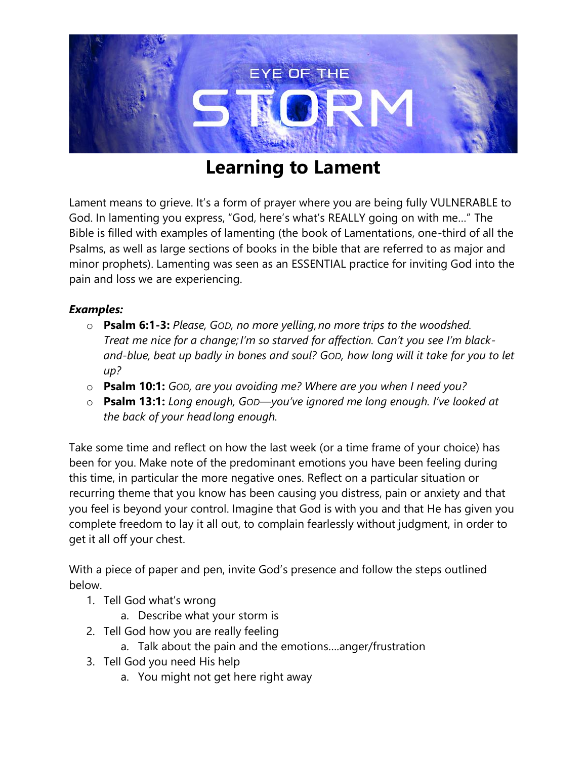EYE OF THE STORM

# Learning to Lament

Lament means to grieve. It's a form of prayer where you are being fully VULNERABLE to God. In lamenting you express, "God, here's what's REALLY going on with me…" The Bible is filled with examples of lamenting (the book of Lamentations, one-third of all the Psalms, as well as large sections of books in the bible that are referred to as major and minor prophets). Lamenting was seen as an ESSENTIAL practice for inviting God into the pain and loss we are experiencing.

***Examples:***

- **Psalm 6:1-3:** *Please, GOD, no more yelling, no more trips to the woodshed. Treat me nice for a change; I'm so starved for affection. Can't you see I'm black-and-blue, beat up badly in bones and soul? GOD, how long will it take for you to let up?*
- **Psalm 10:1:** *GOD, are you avoiding me? Where are you when I need you?*
- **Psalm 13:1:** *Long enough, GOD—you've ignored me long enough. I've looked at the back of your head long enough.*

Take some time and reflect on how the last week (or a time frame of your choice) has been for you. Make note of the predominant emotions you have been feeling during this time, in particular the more negative ones. Reflect on a particular situation or recurring theme that you know has been causing you distress, pain or anxiety and that you feel is beyond your control. Imagine that God is with you and that He has given you complete freedom to lay it all out, to complain fearlessly without judgment, in order to get it all off your chest.

With a piece of paper and pen, invite God's presence and follow the steps outlined below.

1. Tell God what's wrong
   a. Describe what your storm is
2. Tell God how you are really feeling
   a. Talk about the pain and the emotions….anger/frustration
3. Tell God you need His help
   a. You might not get here right away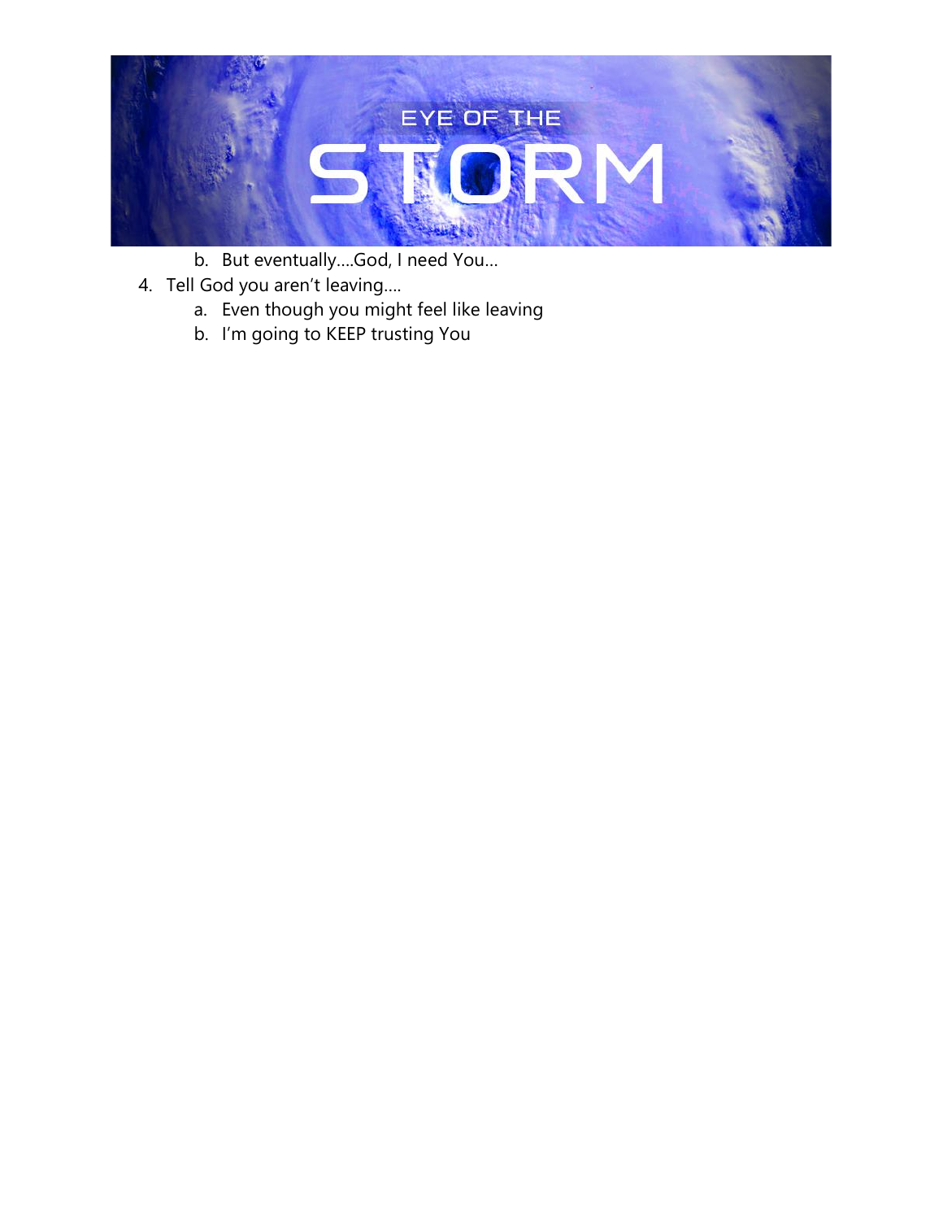EYE OF THE STORM

   b. But eventually....God, I need You...

4. Tell God you aren't leaving....
   a. Even though you might feel like leaving
   b. I'm going to KEEP trusting You